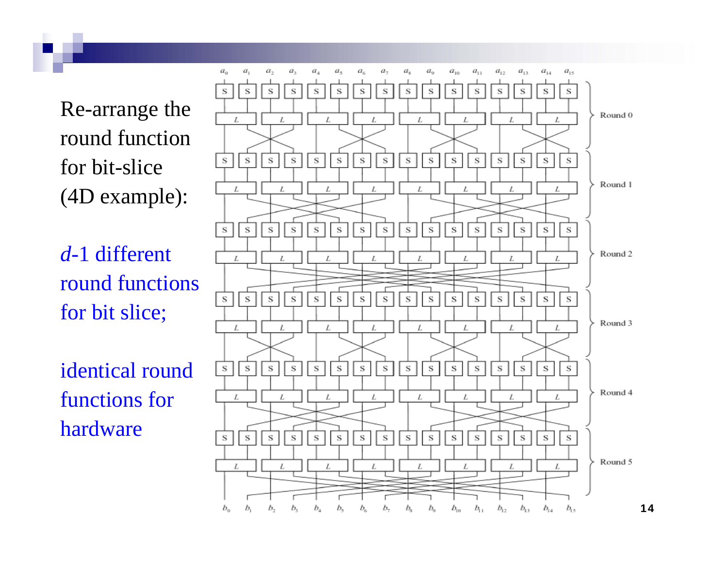Re-arrange the round function for bit-slice (4D example):

*d*-1 different round functions for bit slice;

identical round functions for hardware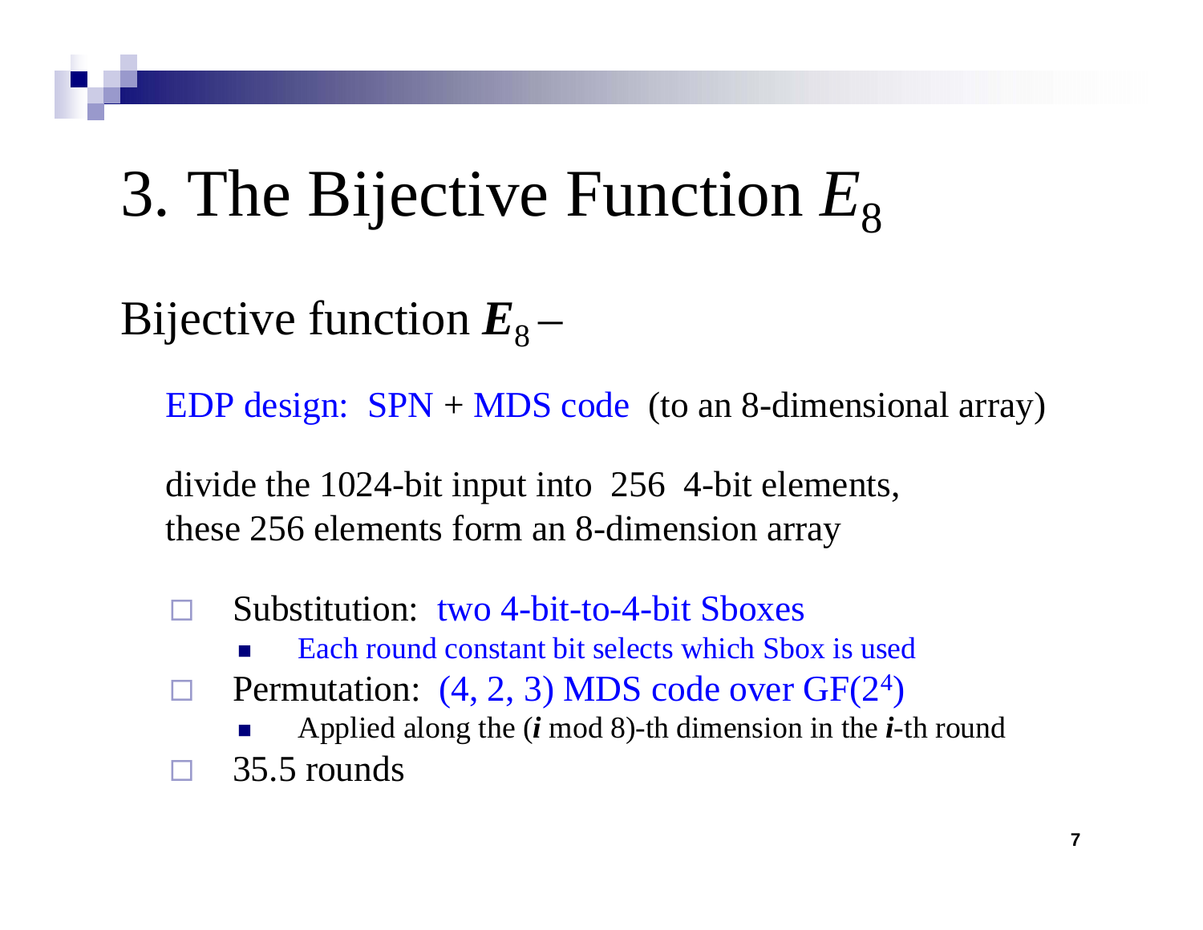# 3. The Bijective Function $E_8$

Bijective function $\boldsymbol{E}_8$ –

EDP design: SPN + MDS code (to an 8-dimensional array)

divide the 1024-bit input into 256 4-bit elements,
these 256 elements form an 8-dimension array

- Substitution: two 4-bit-to-4-bit Sboxes
  - Each round constant bit selects which Sbox is used
- Permutation: (4, 2, 3) MDS code over $GF(2^4)$
  - Applied along the (***i*** mod 8)-th dimension in the ***i***-th round
- 35.5 rounds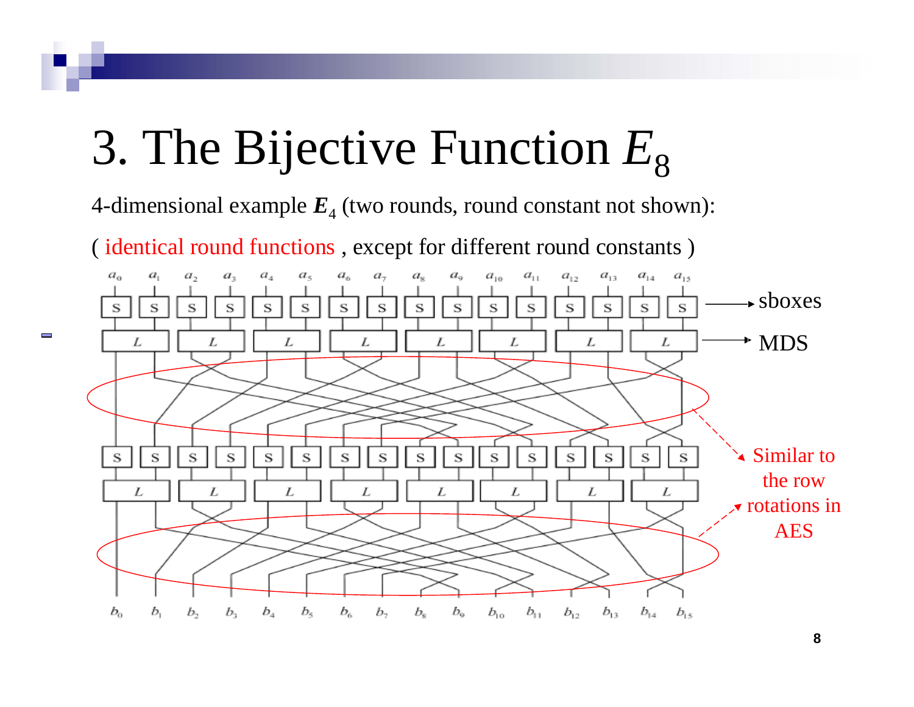# 3. The Bijective Function $E_8$

4-dimensional example $\boldsymbol{E}_4$ (two rounds, round constant not shown):

( identical round functions , except for different round constants )

$a_0$ $a_1$ $a_2$ $a_3$ $a_4$ $a_5$ $a_6$ $a_7$ $a_8$ $a_9$ $a_{10}$ $a_{11}$ $a_{12}$ $a_{13}$ $a_{14}$ $a_{15}$

sboxes

MDS

Similar to the row rotations in AES

$b_0$ $b_1$ $b_2$ $b_3$ $b_4$ $b_5$ $b_6$ $b_7$ $b_8$ $b_9$ $b_{10}$ $b_{11}$ $b_{12}$ $b_{13}$ $b_{14}$ $b_{15}$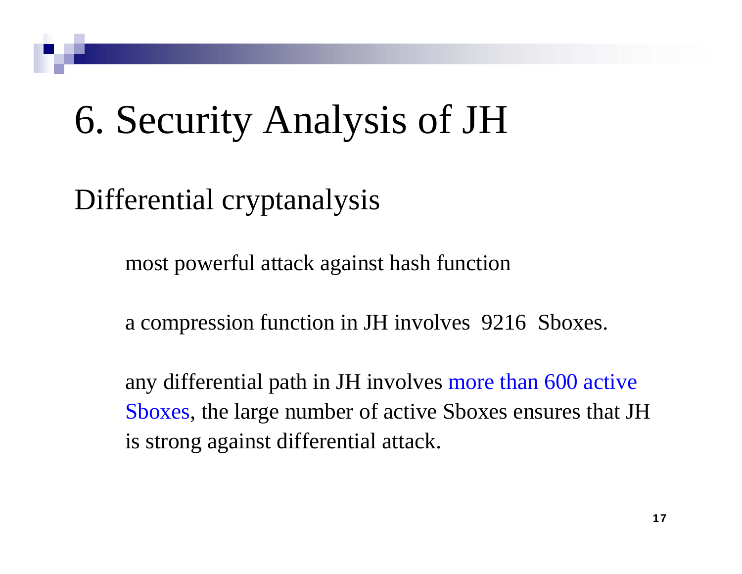# 6. Security Analysis of JH

## Differential cryptanalysis

most powerful attack against hash function

a compression function in JH involves 9216 Sboxes.

any differential path in JH involves more than 600 active Sboxes, the large number of active Sboxes ensures that JH is strong against differential attack.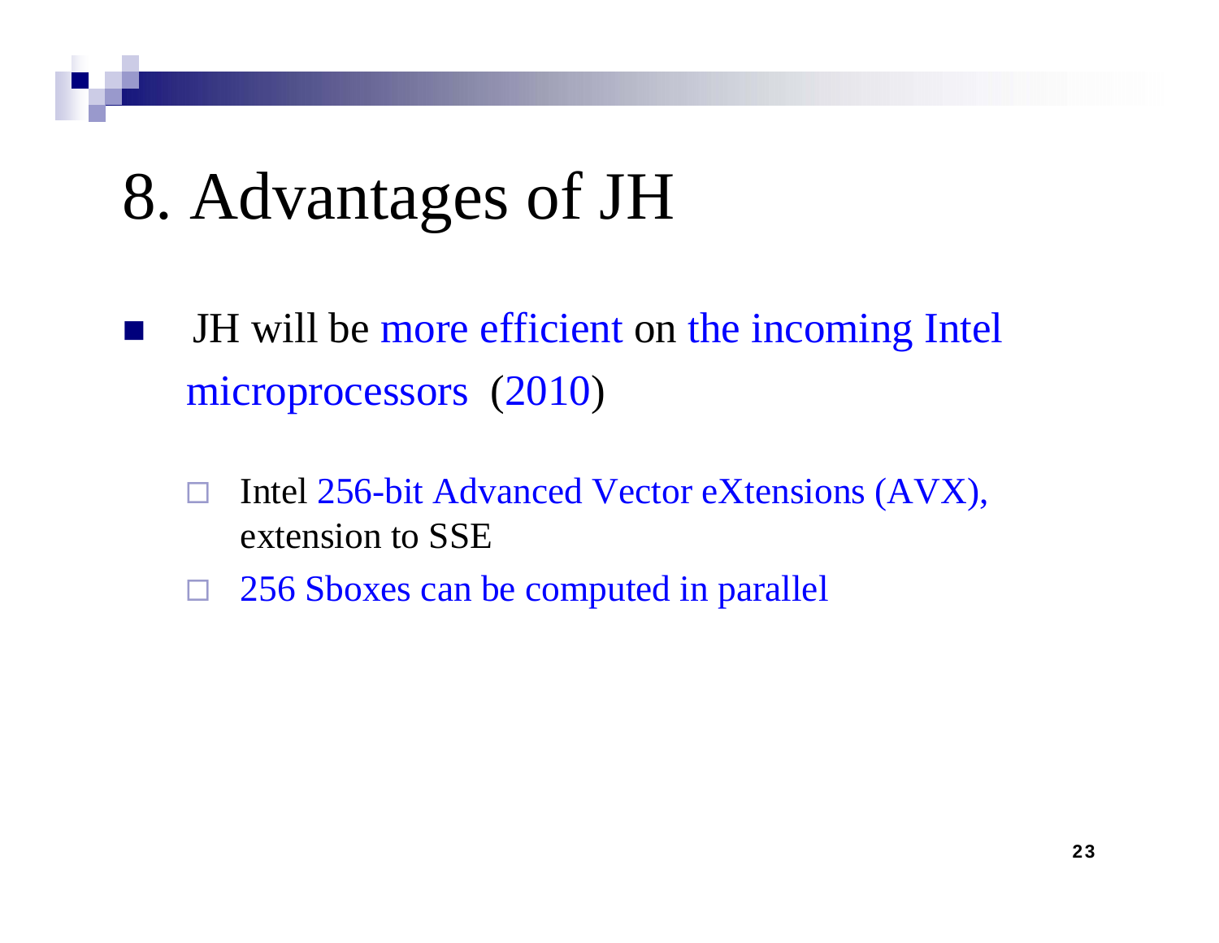# 8. Advantages of JH

- JH will be more efficient on the incoming Intel microprocessors (2010)
  - Intel 256-bit Advanced Vector eXtensions (AVX), extension to SSE
  - 256 Sboxes can be computed in parallel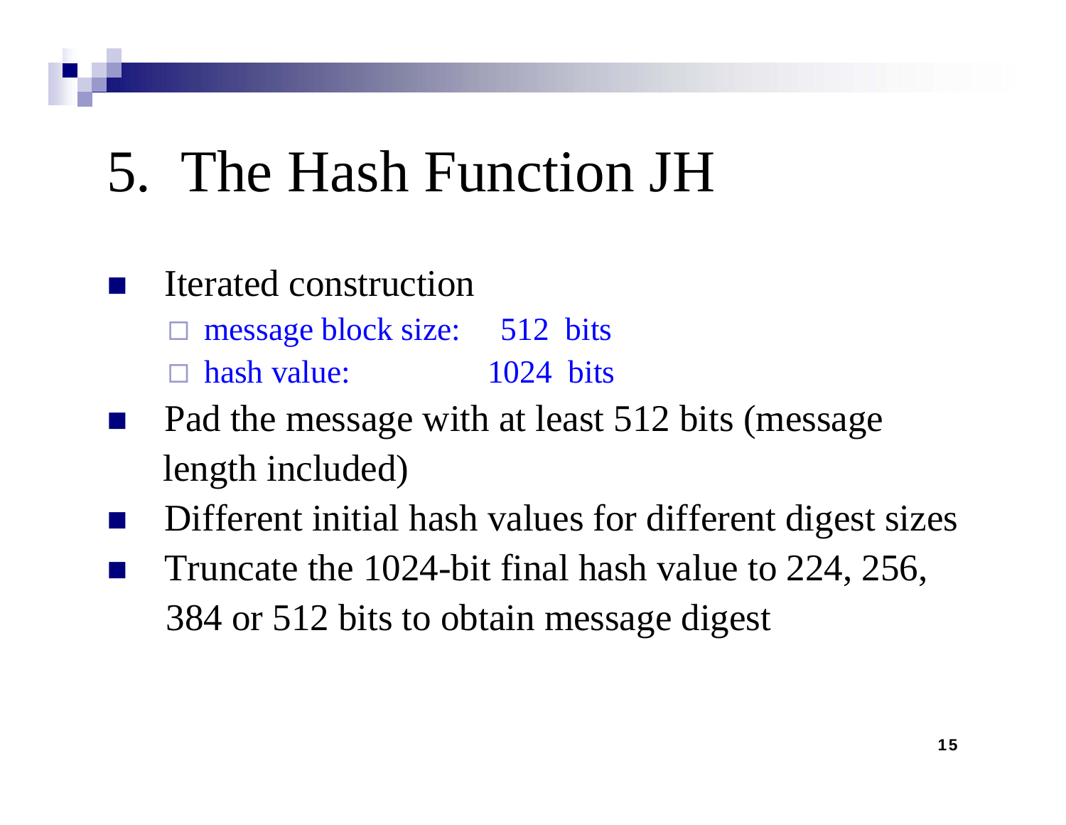# 5. The Hash Function JH

- Iterated construction
  - message block size: 512 bits
  - hash value: 1024 bits
- Pad the message with at least 512 bits (message length included)
- Different initial hash values for different digest sizes
- Truncate the 1024-bit final hash value to 224, 256, 384 or 512 bits to obtain message digest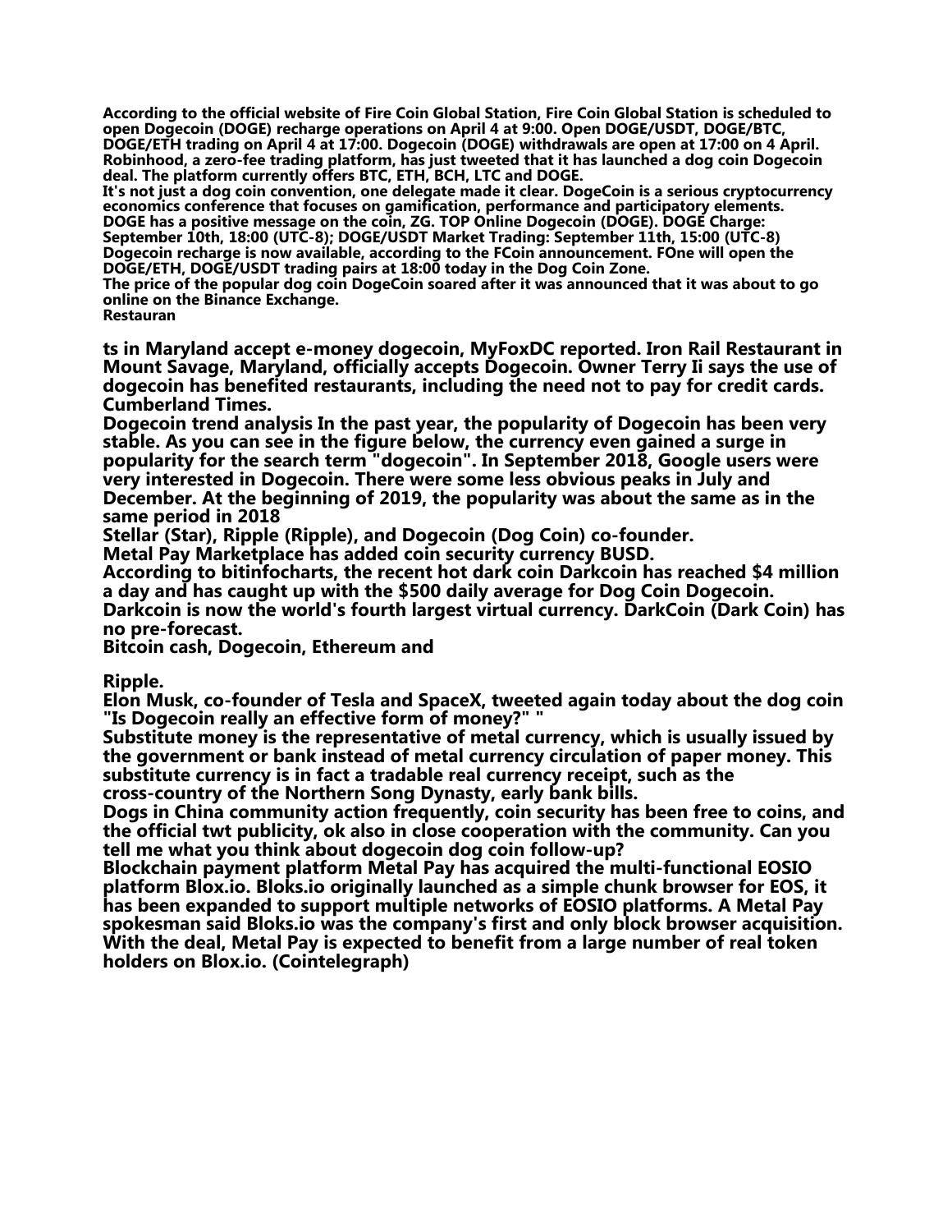According to the official website of Fire Coin Global Station, Fire Coin Global Station is scheduled to open Dogecoin (DOGE) recharge operations on April 4 at 9:00. Open DOGE/USDT, DOGE/BTC, DOGE/ETH trading on April 4 at 17:00. Dogecoin (DOGE) withdrawals are open at 17:00 on 4 April.
Robinhood, a zero-fee trading platform, has just tweeted that it has launched a dog coin Dogecoin deal. The platform currently offers BTC, ETH, BCH, LTC and DOGE.
It's not just a dog coin convention, one delegate made it clear. DogeCoin is a serious cryptocurrency economics conference that focuses on gamification, performance and participatory elements.
DOGE has a positive message on the coin, ZG. TOP Online Dogecoin (DOGE). DOGE Charge: September 10th, 18:00 (UTC-8); DOGE/USDT Market Trading: September 11th, 15:00 (UTC-8)
Dogecoin recharge is now available, according to the FCoin announcement. FOne will open the DOGE/ETH, DOGE/USDT trading pairs at 18:00 today in the Dog Coin Zone.
The price of the popular dog coin DogeCoin soared after it was announced that it was about to go online on the Binance Exchange.
Restauran

ts in Maryland accept e-money dogecoin, MyFoxDC reported. Iron Rail Restaurant in Mount Savage, Maryland, officially accepts Dogecoin. Owner Terry Ii says the use of dogecoin has benefited restaurants, including the need not to pay for credit cards. Cumberland Times.
Dogecoin trend analysis In the past year, the popularity of Dogecoin has been very stable. As you can see in the figure below, the currency even gained a surge in popularity for the search term "dogecoin". In September 2018, Google users were very interested in Dogecoin. There were some less obvious peaks in July and December. At the beginning of 2019, the popularity was about the same as in the same period in 2018
Stellar (Star), Ripple (Ripple), and Dogecoin (Dog Coin) co-founder.
Metal Pay Marketplace has added coin security currency BUSD.
According to bitinfocharts, the recent hot dark coin Darkcoin has reached $4 million a day and has caught up with the $500 daily average for Dog Coin Dogecoin. Darkcoin is now the world's fourth largest virtual currency. DarkCoin (Dark Coin) has no pre-forecast.
Bitcoin cash, Dogecoin, Ethereum and

Ripple.
Elon Musk, co-founder of Tesla and SpaceX, tweeted again today about the dog coin "Is Dogecoin really an effective form of money?" "
Substitute money is the representative of metal currency, which is usually issued by the government or bank instead of metal currency circulation of paper money. This substitute currency is in fact a tradable real currency receipt, such as the cross-country of the Northern Song Dynasty, early bank bills.
Dogs in China community action frequently, coin security has been free to coins, and the official twt publicity, ok also in close cooperation with the community. Can you tell me what you think about dogecoin dog coin follow-up?
Blockchain payment platform Metal Pay has acquired the multi-functional EOSIO platform Blox.io. Bloks.io originally launched as a simple chunk browser for EOS, it has been expanded to support multiple networks of EOSIO platforms. A Metal Pay spokesman said Bloks.io was the company's first and only block browser acquisition. With the deal, Metal Pay is expected to benefit from a large number of real token holders on Blox.io. (Cointelegraph)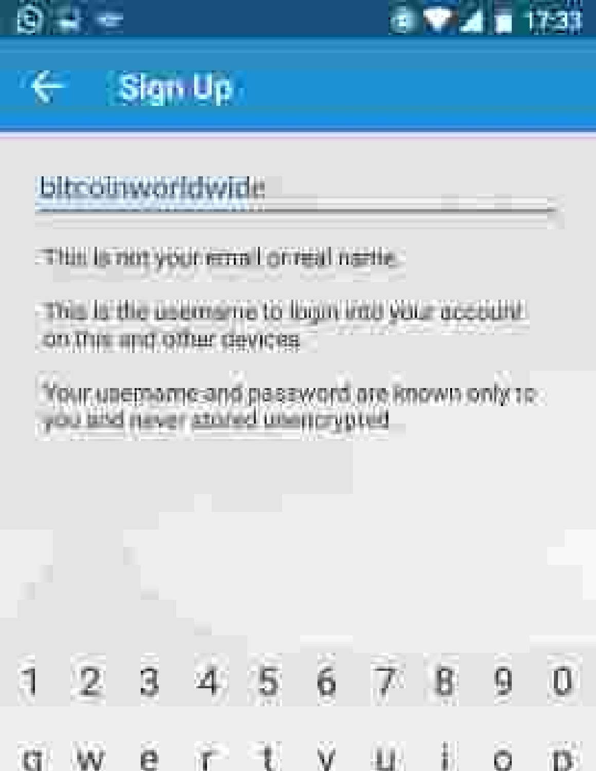# Sign Up

bitcoinworldwide

This is not your email or real name.

This is the username to login into your account on this and other devices.

Your username and password are known only to you and never stored unencrypted.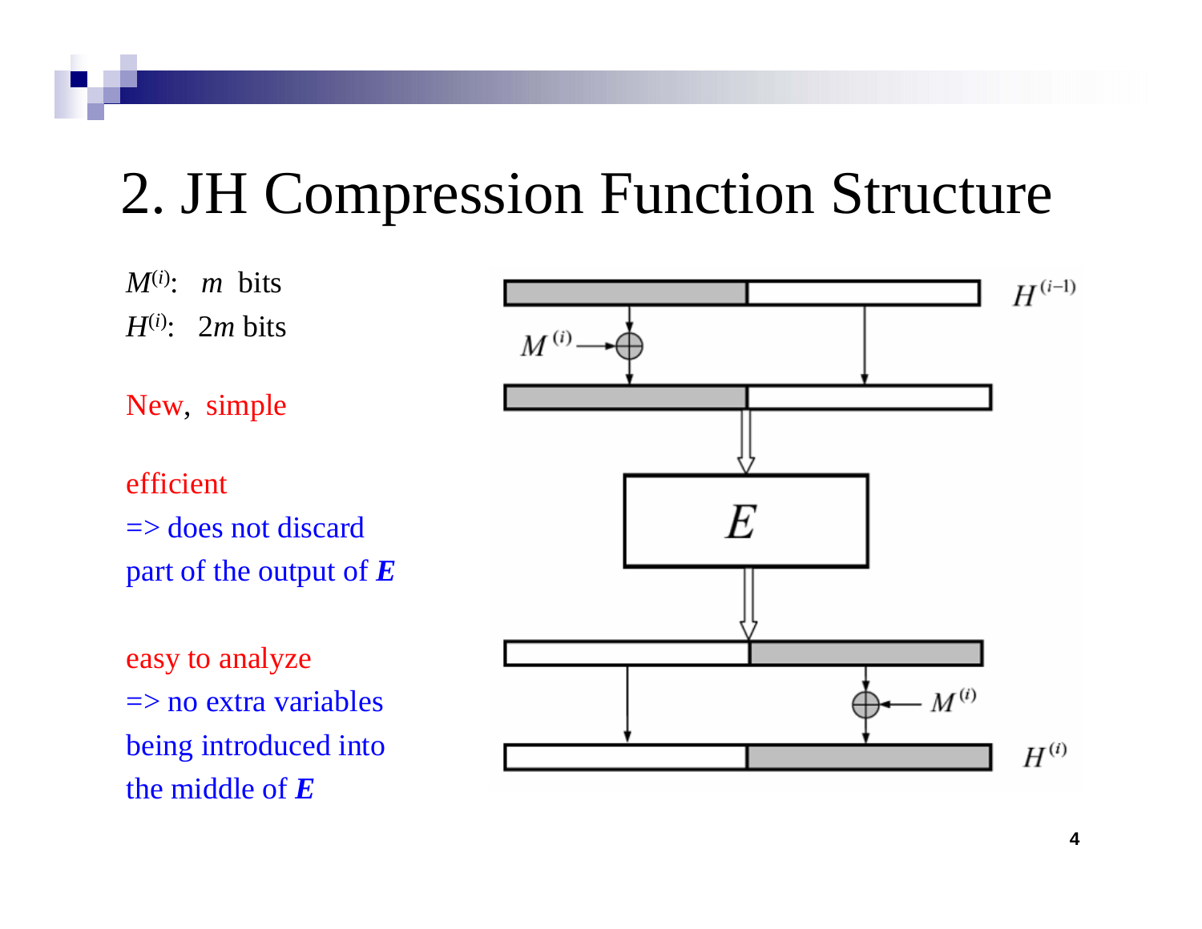# 2. JH Compression Function Structure

$M^{(i)}$: $m$ bits

$H^{(i)}$: $2m$ bits

New, simple

efficient

=> does not discard part of the output of ***E***

easy to analyze

=> no extra variables being introduced into the middle of ***E***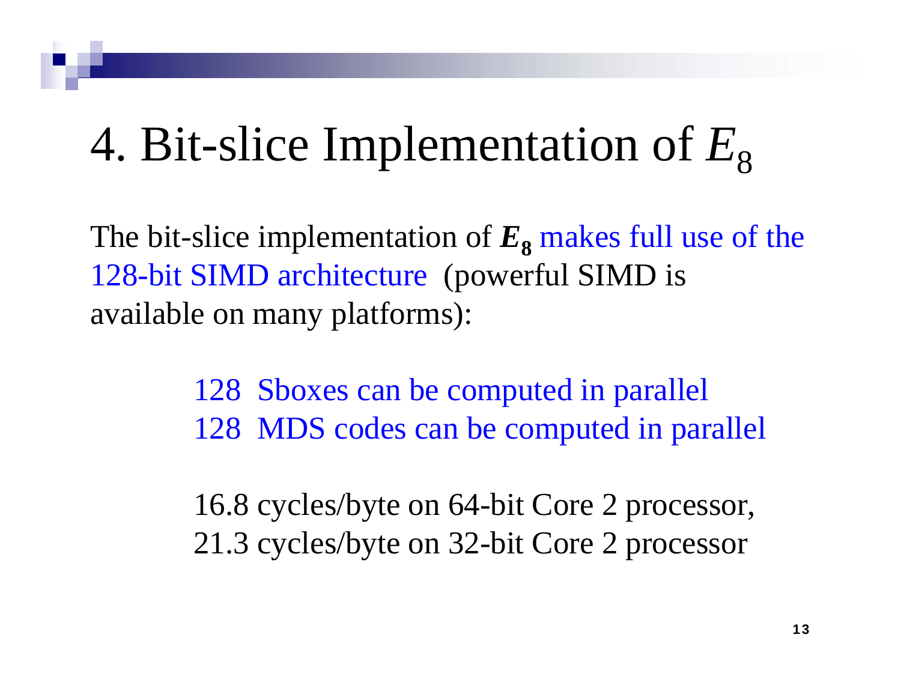# 4. Bit-slice Implementation of $E_8$

The bit-slice implementation of $\boldsymbol{E_8}$ makes full use of the 128-bit SIMD architecture (powerful SIMD is available on many platforms):

128 Sboxes can be computed in parallel
128 MDS codes can be computed in parallel

16.8 cycles/byte on 64-bit Core 2 processor,
21.3 cycles/byte on 32-bit Core 2 processor